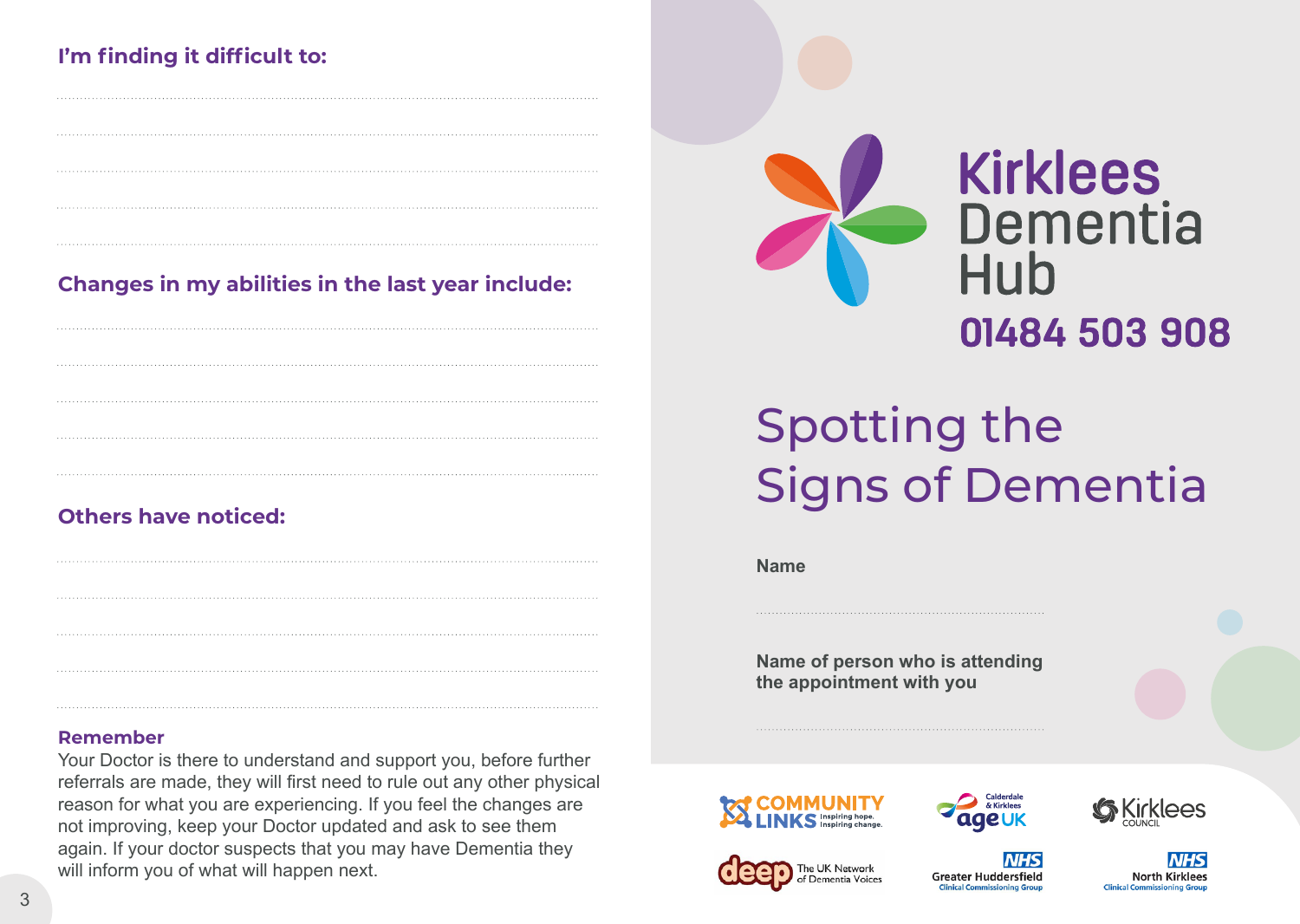### I'm finding it difficult to:

..................................................

..................................................

..................................................

..................................................

..................................................

### Changes in my abilities in the last year include:

..................................................

..................................................

..................................................

..................................................

..................................................

### Others have noticed:

..................................................

..................................................

..................................................

..................................................

..................................................

**Remember**

Your Doctor is there to understand and support you, before further referrals are made, they will first need to rule out any other physical reason for what you are experiencing. If you feel the changes are not improving, keep your Doctor updated and ask to see them again. If your doctor suspects that you may have Dementia they will inform you of what will happen next.

## Kirklees Dementia Hub

**01484 503 908**

# Spotting the Signs of Dementia

**Name**

..................................................

**Name of person who is attending the appointment with you**

..................................................

COMMUNITY LINKS Inspiring hope. Inspiring change.

Calderdale & Kirklees age UK

Kirklees COUNCIL

deep The UK Network of Dementia Voices

NHS Greater Huddersfield Clinical Commissioning Group

NHS North Kirklees Clinical Commissioning Group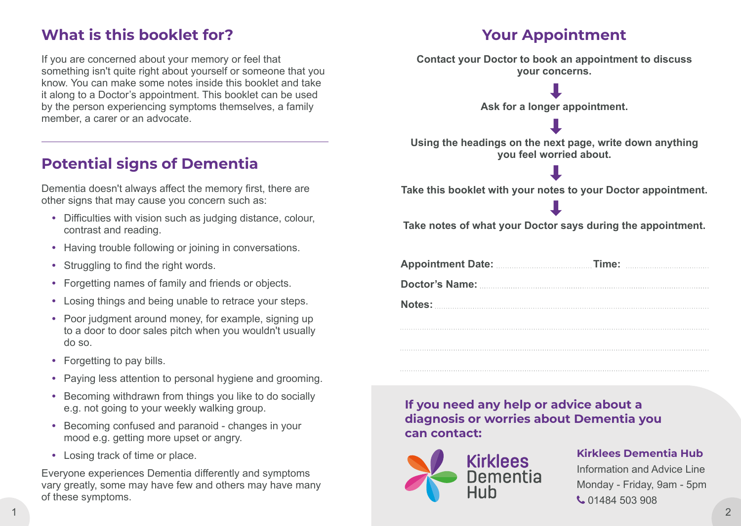## What is this booklet for?

If you are concerned about your memory or feel that something isn't quite right about yourself or someone that you know. You can make some notes inside this booklet and take it along to a Doctor's appointment. This booklet can be used by the person experiencing symptoms themselves, a family member, a carer or an advocate.

---

## Potential signs of Dementia

Dementia doesn't always affect the memory first, there are other signs that may cause you concern such as:

- Difficulties with vision such as judging distance, colour, contrast and reading.
- Having trouble following or joining in conversations.
- Struggling to find the right words.
- Forgetting names of family and friends or objects.
- Losing things and being unable to retrace your steps.
- Poor judgment around money, for example, signing up to a door to door sales pitch when you wouldn't usually do so.
- Forgetting to pay bills.
- Paying less attention to personal hygiene and grooming.
- Becoming withdrawn from things you like to do socially e.g. not going to your weekly walking group.
- Becoming confused and paranoid - changes in your mood e.g. getting more upset or angry.
- Losing track of time or place.

Everyone experiences Dementia differently and symptoms vary greatly, some may have few and others may have many of these symptoms.

## Your Appointment

**Contact your Doctor to book an appointment to discuss your concerns.**

⬇

**Ask for a longer appointment.**

⬇

**Using the headings on the next page, write down anything you feel worried about.**

⬇

**Take this booklet with your notes to your Doctor appointment.**

⬇

**Take notes of what your Doctor says during the appointment.**

**Appointment Date:** ........................ **Time:** ........................

**Doctor's Name:** ................................................

**Notes:** ................................................

................................................

................................................

................................................

### If you need any help or advice about a diagnosis or worries about Dementia you can contact:

Kirklees Dementia Hub

**Kirklees Dementia Hub**
Information and Advice Line
Monday - Friday, 9am - 5pm
01484 503 908